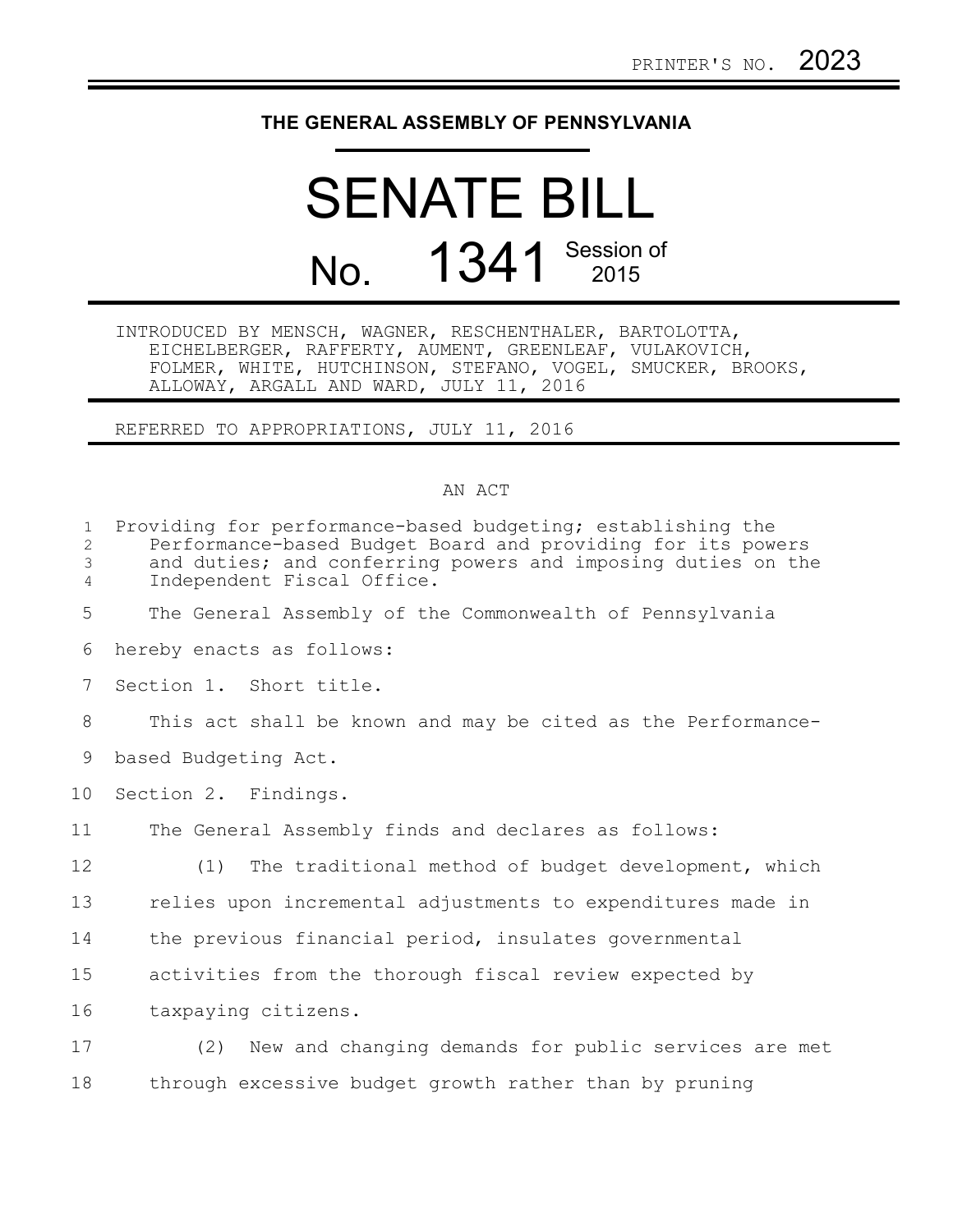PRINTER'S NO. 2023

**THE GENERAL ASSEMBLY OF PENNSYLVANIA**

# SENATE BILL

# No. 1341 Session of 2015

INTRODUCED BY MENSCH, WAGNER, RESCHENTHALER, BARTOLOTTA, EICHELBERGER, RAFFERTY, AUMENT, GREENLEAF, VULAKOVICH, FOLMER, WHITE, HUTCHINSON, STEFANO, VOGEL, SMUCKER, BROOKS, ALLOWAY, ARGALL AND WARD, JULY 11, 2016

REFERRED TO APPROPRIATIONS, JULY 11, 2016

AN ACT

Providing for performance-based budgeting; establishing the Performance-based Budget Board and providing for its powers and duties; and conferring powers and imposing duties on the Independent Fiscal Office.

The General Assembly of the Commonwealth of Pennsylvania hereby enacts as follows:

Section 1. Short title.

This act shall be known and may be cited as the Performance-based Budgeting Act.

Section 2. Findings.

The General Assembly finds and declares as follows:

(1) The traditional method of budget development, which relies upon incremental adjustments to expenditures made in the previous financial period, insulates governmental activities from the thorough fiscal review expected by taxpaying citizens.

(2) New and changing demands for public services are met through excessive budget growth rather than by pruning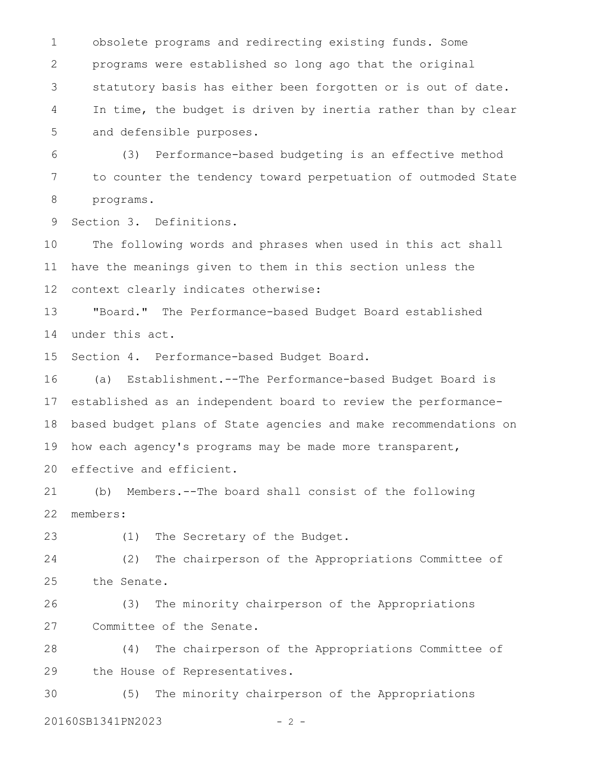obsolete programs and redirecting existing funds. Some programs were established so long ago that the original statutory basis has either been forgotten or is out of date. In time, the budget is driven by inertia rather than by clear and defensible purposes.

(3) Performance-based budgeting is an effective method to counter the tendency toward perpetuation of outmoded State programs.

Section 3. Definitions.

The following words and phrases when used in this act shall have the meanings given to them in this section unless the context clearly indicates otherwise:

"Board." The Performance-based Budget Board established under this act.

Section 4. Performance-based Budget Board.

(a) Establishment.--The Performance-based Budget Board is established as an independent board to review the performance-based budget plans of State agencies and make recommendations on how each agency's programs may be made more transparent, effective and efficient.

(b) Members.--The board shall consist of the following members:

(1) The Secretary of the Budget.

(2) The chairperson of the Appropriations Committee of the Senate.

(3) The minority chairperson of the Appropriations Committee of the Senate.

(4) The chairperson of the Appropriations Committee of the House of Representatives.

(5) The minority chairperson of the Appropriations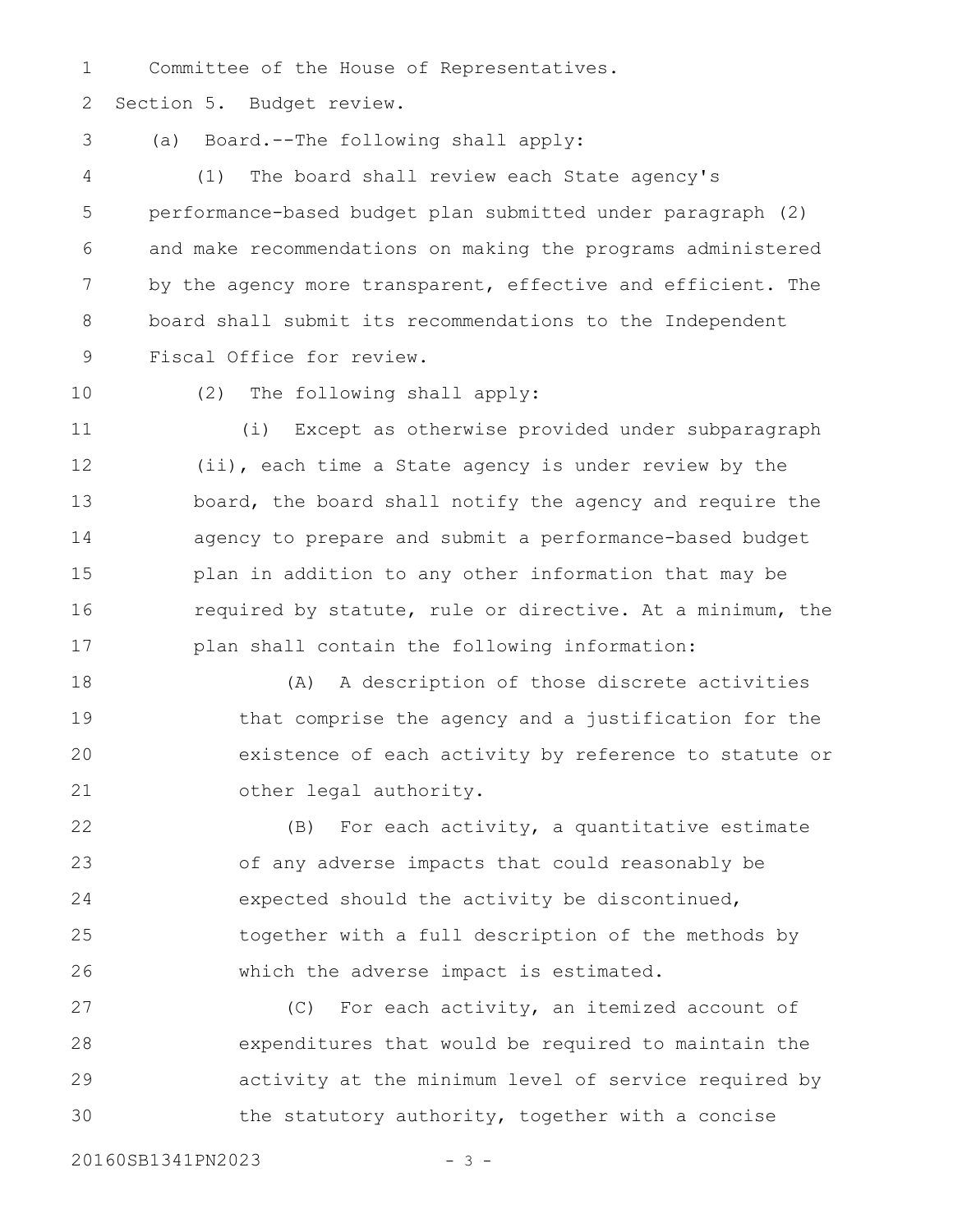Committee of the House of Representatives.

Section 5. Budget review.

(a) Board.--The following shall apply:

(1) The board shall review each State agency's performance-based budget plan submitted under paragraph (2) and make recommendations on making the programs administered by the agency more transparent, effective and efficient. The board shall submit its recommendations to the Independent Fiscal Office for review.

(2) The following shall apply:

(i) Except as otherwise provided under subparagraph (ii), each time a State agency is under review by the board, the board shall notify the agency and require the agency to prepare and submit a performance-based budget plan in addition to any other information that may be required by statute, rule or directive. At a minimum, the plan shall contain the following information:

(A) A description of those discrete activities that comprise the agency and a justification for the existence of each activity by reference to statute or other legal authority.

(B) For each activity, a quantitative estimate of any adverse impacts that could reasonably be expected should the activity be discontinued, together with a full description of the methods by which the adverse impact is estimated.

(C) For each activity, an itemized account of expenditures that would be required to maintain the activity at the minimum level of service required by the statutory authority, together with a concise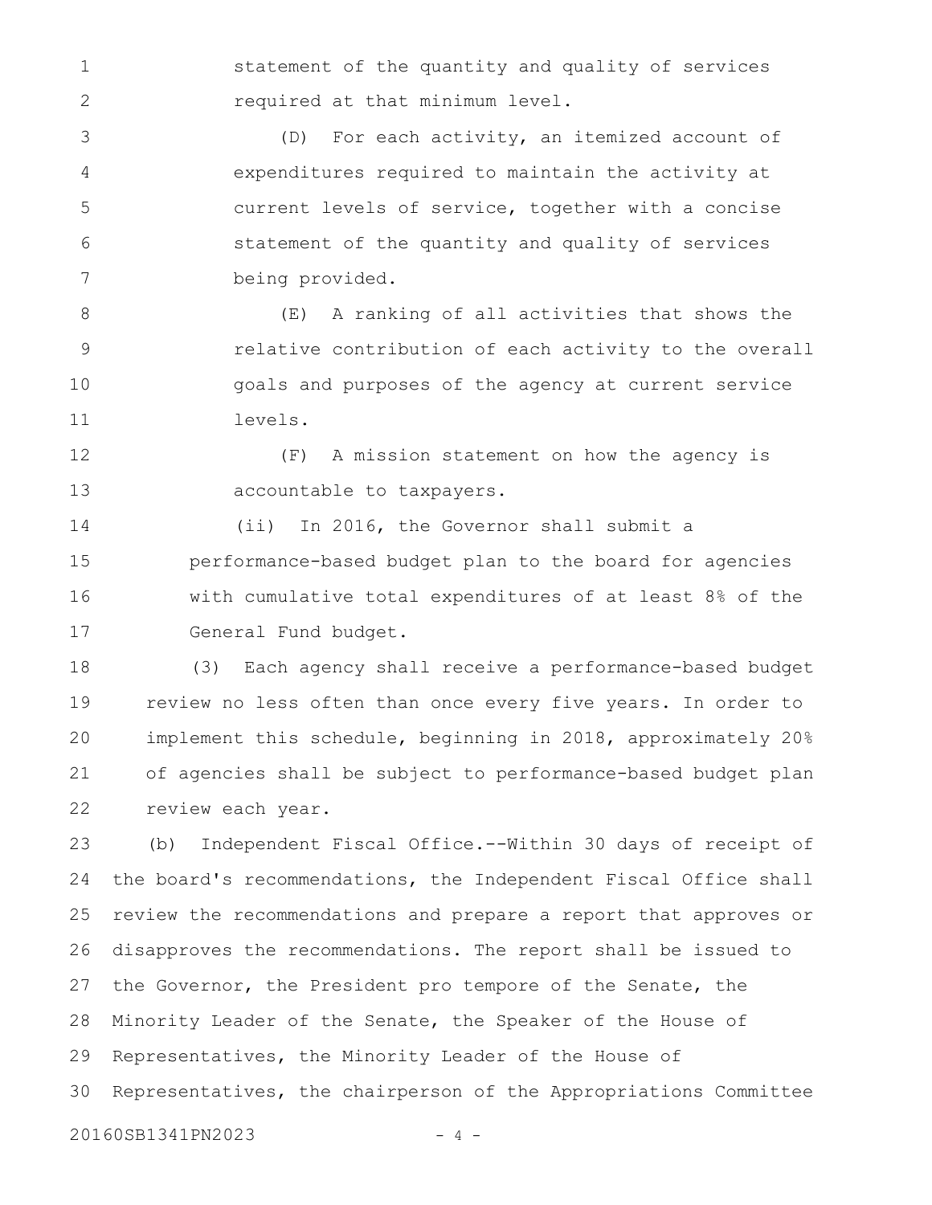statement of the quantity and quality of services required at that minimum level.

(D) For each activity, an itemized account of expenditures required to maintain the activity at current levels of service, together with a concise statement of the quantity and quality of services being provided.

(E) A ranking of all activities that shows the relative contribution of each activity to the overall goals and purposes of the agency at current service levels.

(F) A mission statement on how the agency is accountable to taxpayers.

(ii) In 2016, the Governor shall submit a performance-based budget plan to the board for agencies with cumulative total expenditures of at least 8% of the General Fund budget.

(3) Each agency shall receive a performance-based budget review no less often than once every five years. In order to implement this schedule, beginning in 2018, approximately 20% of agencies shall be subject to performance-based budget plan review each year.

(b) Independent Fiscal Office.--Within 30 days of receipt of the board's recommendations, the Independent Fiscal Office shall review the recommendations and prepare a report that approves or disapproves the recommendations. The report shall be issued to the Governor, the President pro tempore of the Senate, the Minority Leader of the Senate, the Speaker of the House of Representatives, the Minority Leader of the House of Representatives, the chairperson of the Appropriations Committee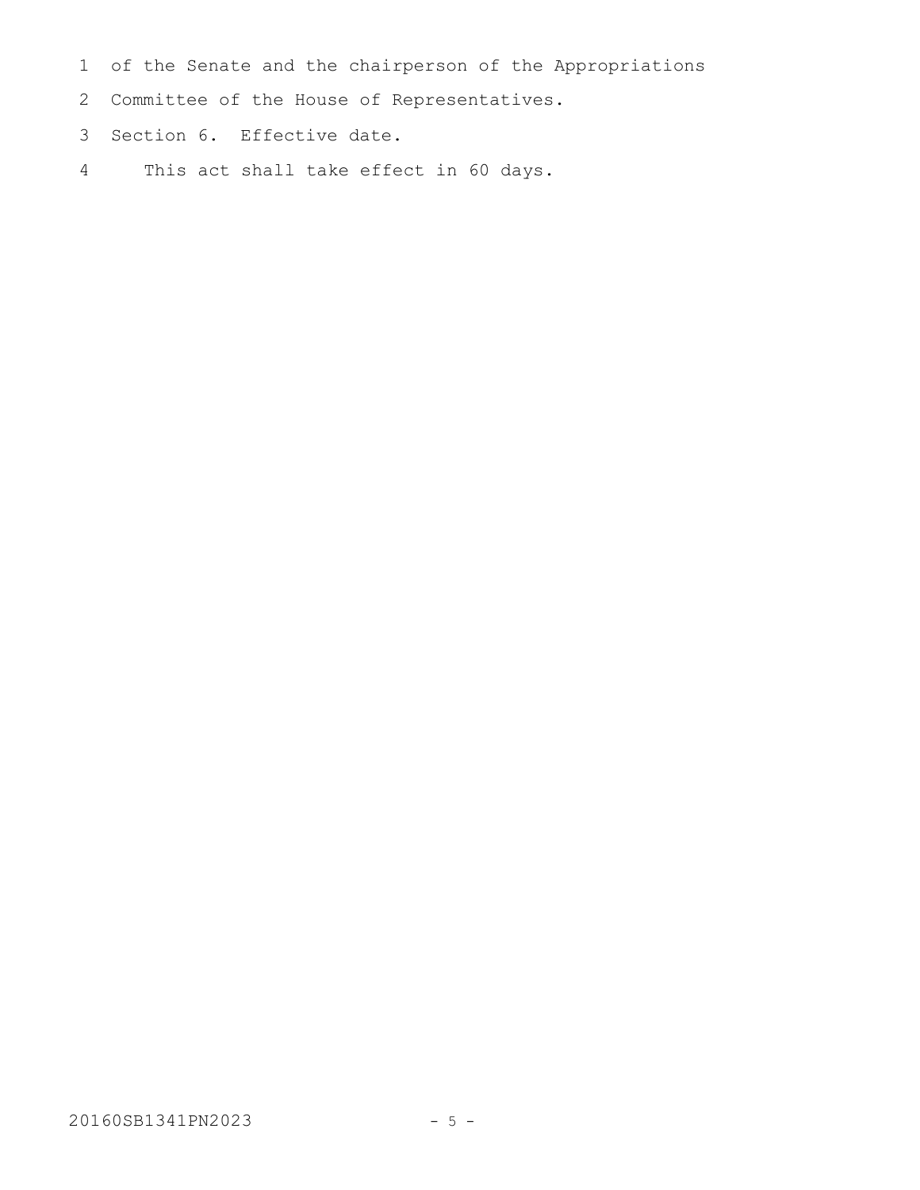of the Senate and the chairperson of the Appropriations Committee of the House of Representatives.

Section 6. Effective date.

This act shall take effect in 60 days.